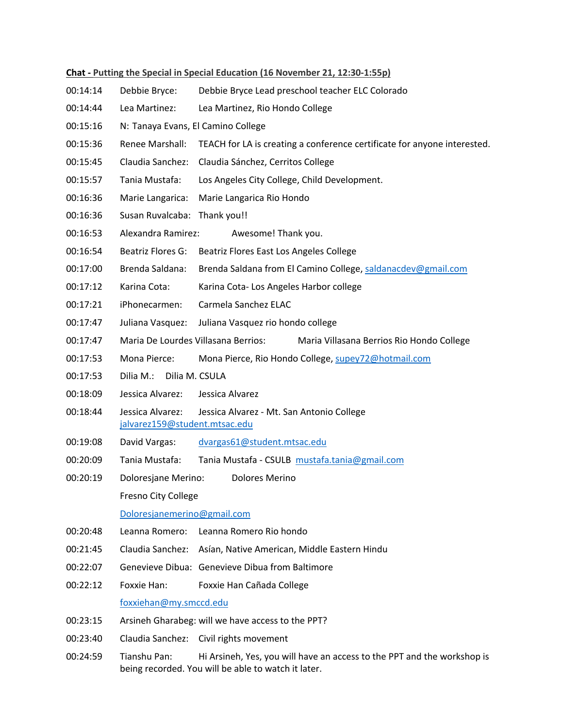**Chat - Putting the Special in Special Education (16 November 21, 12:30-1:55p)**

00:14:14 Debbie Bryce: Debbie Bryce Lead preschool teacher ELC Colorado

00:14:44 Lea Martinez: Lea Martinez, Rio Hondo College

00:15:16 N: Tanaya Evans, El Camino College

00:15:36 Renee Marshall: TEACH for LA is creating a conference certificate for anyone interested.

00:15:45 Claudia Sanchez: Claudia Sánchez, Cerritos College

00:15:57 Tania Mustafa: Los Angeles City College, Child Development.

00:16:36 Marie Langarica: Marie Langarica Rio Hondo

00:16:36 Susan Ruvalcaba: Thank you!!

00:16:53 Alexandra Ramirez: Awesome! Thank you.

00:16:54 Beatriz Flores G: Beatriz Flores East Los Angeles College

00:17:00 Brenda Saldana: Brenda Saldana from El Camino College, saldanacdev@gmail.com

00:17:12 Karina Cota: Karina Cota- Los Angeles Harbor college

00:17:21 iPhonecarmen: Carmela Sanchez ELAC

00:17:47 Juliana Vasquez: Juliana Vasquez rio hondo college

00:17:47 Maria De Lourdes Villasana Berrios: Maria Villasana Berrios Rio Hondo College

00:17:53 Mona Pierce: Mona Pierce, Rio Hondo College, supey72@hotmail.com

00:17:53 Dilia M.: Dilia M. CSULA

00:18:09 Jessica Alvarez: Jessica Alvarez

00:18:44 Jessica Alvarez: Jessica Alvarez - Mt. San Antonio College jalvarez159@student.mtsac.edu

00:19:08 David Vargas: dvargas61@student.mtsac.edu

00:20:09 Tania Mustafa: Tania Mustafa - CSULB mustafa.tania@gmail.com

00:20:19 Doloresjane Merino: Dolores Merino

Fresno City College

Doloresjanemerino@gmail.com

00:20:48 Leanna Romero: Leanna Romero Rio hondo

00:21:45 Claudia Sanchez: Asían, Native American, Middle Eastern Hindu

00:22:07 Genevieve Dibua: Genevieve Dibua from Baltimore

00:22:12 Foxxie Han: Foxxie Han Cañada College

foxxiehan@my.smccd.edu

00:23:15 Arsineh Gharabeg: will we have access to the PPT?

00:23:40 Claudia Sanchez: Civil rights movement

00:24:59 Tianshu Pan: Hi Arsineh, Yes, you will have an access to the PPT and the workshop is being recorded. You will be able to watch it later.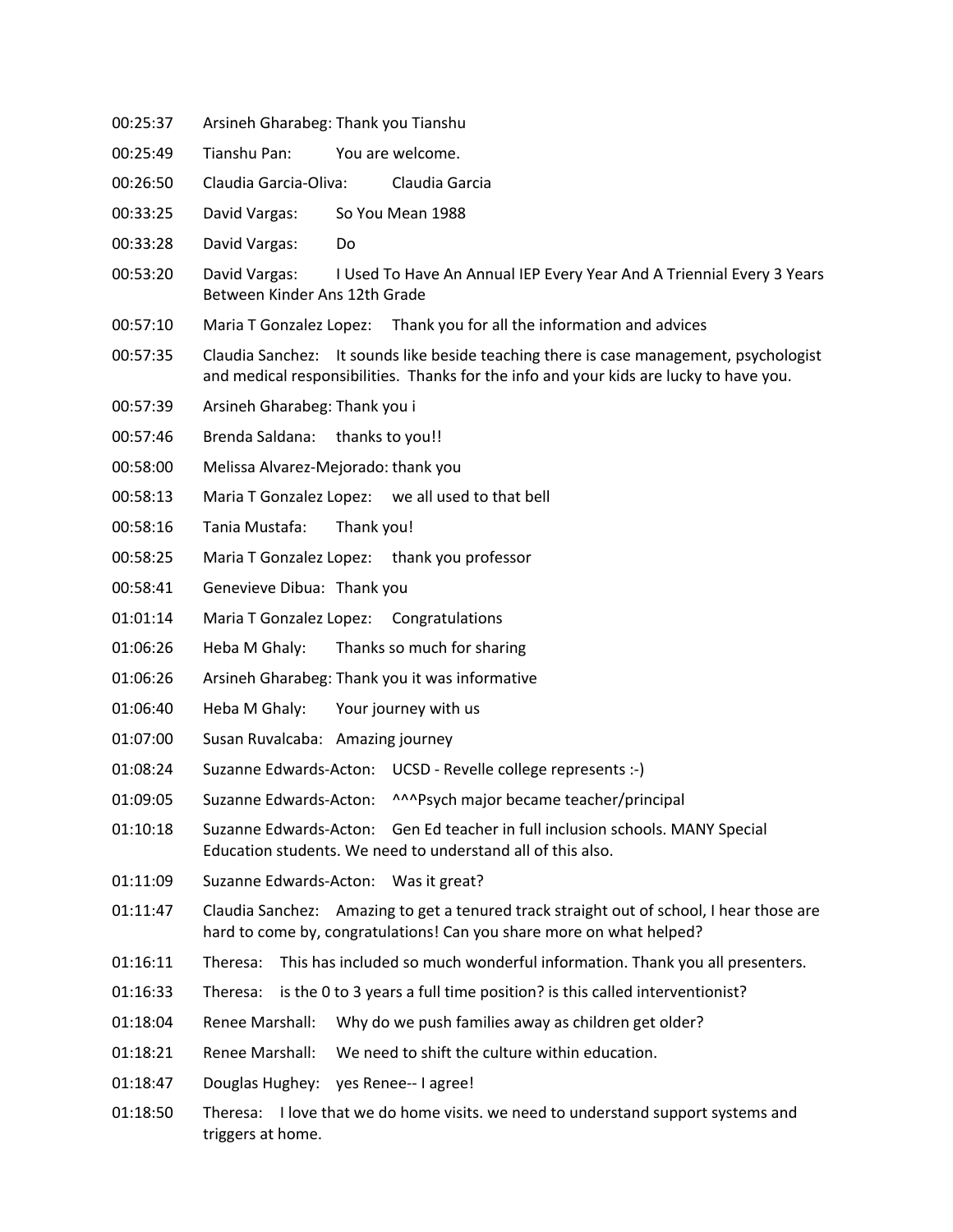00:25:37	Arsineh Gharabeg: Thank you Tianshu

00:25:49	Tianshu Pan:	You are welcome.

00:26:50	Claudia Garcia-Oliva:	Claudia Garcia

00:33:25	David Vargas:	So You Mean 1988

00:33:28	David Vargas:	Do

00:53:20	David Vargas:	I Used To Have An Annual IEP Every Year And A Triennial Every 3 Years Between Kinder Ans 12th Grade

00:57:10	Maria T Gonzalez Lopez:	Thank you for all the information and advices

00:57:35	Claudia Sanchez:	It sounds like beside teaching there is case management, psychologist and medical responsibilities.  Thanks for the info and your kids are lucky to have you.

00:57:39	Arsineh Gharabeg: Thank you i

00:57:46	Brenda Saldana:	thanks to you!!

00:58:00	Melissa Alvarez-Mejorado: thank you

00:58:13	Maria T Gonzalez Lopez:	we all used to that bell

00:58:16	Tania Mustafa:	Thank you!

00:58:25	Maria T Gonzalez Lopez:	thank you professor

00:58:41	Genevieve Dibua:	Thank you

01:01:14	Maria T Gonzalez Lopez:	Congratulations

01:06:26	Heba M Ghaly:	Thanks so much for sharing

01:06:26	Arsineh Gharabeg: Thank you it was informative

01:06:40	Heba M Ghaly:	Your journey with us

01:07:00	Susan Ruvalcaba:	Amazing journey

01:08:24	Suzanne Edwards-Acton:	UCSD - Revelle college represents :-)

01:09:05	Suzanne Edwards-Acton:	^^^Psych major became teacher/principal

01:10:18	Suzanne Edwards-Acton:	Gen Ed teacher in full inclusion schools. MANY Special Education students. We need to understand all of this also.

01:11:09	Suzanne Edwards-Acton:	Was it great?

01:11:47	Claudia Sanchez:	Amazing to get a tenured track straight out of school, I hear those are hard to come by, congratulations! Can you share more on what helped?

01:16:11	Theresa:	This has included so much wonderful information. Thank you all presenters.

01:16:33	Theresa:	is the 0 to 3 years a full time position? is this called interventionist?

01:18:04	Renee Marshall:	Why do we push families away as children get older?

01:18:21	Renee Marshall:	We need to shift the culture within education.

01:18:47	Douglas Hughey:	yes Renee-- I agree!

01:18:50	Theresa:	I love that we do home visits. we need to understand support systems and triggers at home.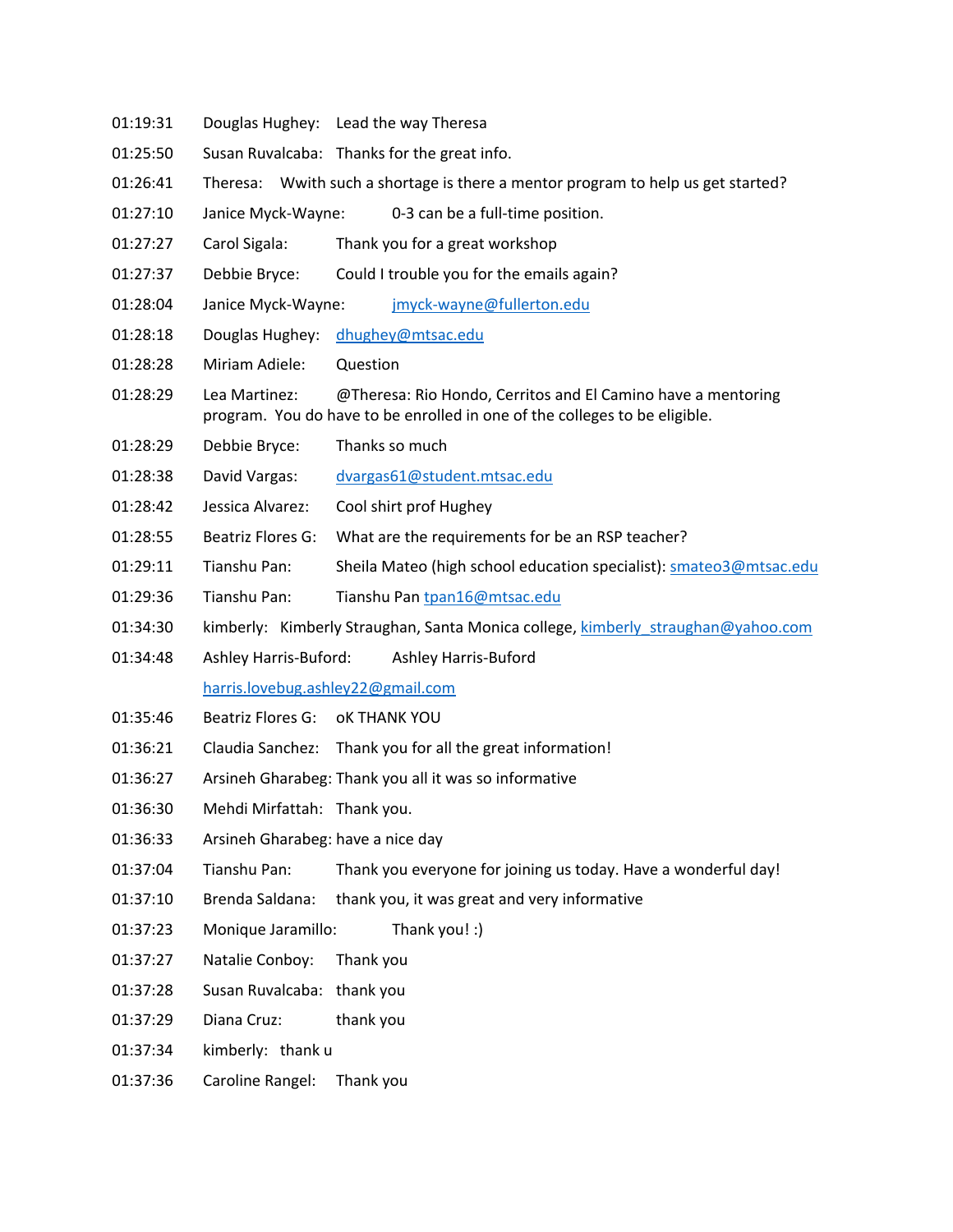01:19:31 Douglas Hughey: Lead the way Theresa

01:25:50 Susan Ruvalcaba: Thanks for the great info.

01:26:41 Theresa: Wwith such a shortage is there a mentor program to help us get started?

01:27:10 Janice Myck-Wayne: 0-3 can be a full-time position.

01:27:27 Carol Sigala: Thank you for a great workshop

01:27:37 Debbie Bryce: Could I trouble you for the emails again?

01:28:04 Janice Myck-Wayne: jmyck-wayne@fullerton.edu

01:28:18 Douglas Hughey: dhughey@mtsac.edu

01:28:28 Miriam Adiele: Question

01:28:29 Lea Martinez: @Theresa: Rio Hondo, Cerritos and El Camino have a mentoring program. You do have to be enrolled in one of the colleges to be eligible.

01:28:29 Debbie Bryce: Thanks so much

01:28:38 David Vargas: dvargas61@student.mtsac.edu

01:28:42 Jessica Alvarez: Cool shirt prof Hughey

01:28:55 Beatriz Flores G: What are the requirements for be an RSP teacher?

01:29:11 Tianshu Pan: Sheila Mateo (high school education specialist): smateo3@mtsac.edu

01:29:36 Tianshu Pan: Tianshu Pan tpan16@mtsac.edu

01:34:30 kimberly: Kimberly Straughan, Santa Monica college, kimberly_straughan@yahoo.com

01:34:48 Ashley Harris-Buford: Ashley Harris-Buford harris.lovebug.ashley22@gmail.com

01:35:46 Beatriz Flores G: oK THANK YOU

01:36:21 Claudia Sanchez: Thank you for all the great information!

01:36:27 Arsineh Gharabeg: Thank you all it was so informative

01:36:30 Mehdi Mirfattah: Thank you.

01:36:33 Arsineh Gharabeg: have a nice day

01:37:04 Tianshu Pan: Thank you everyone for joining us today. Have a wonderful day!

01:37:10 Brenda Saldana: thank you, it was great and very informative

01:37:23 Monique Jaramillo: Thank you! :)

01:37:27 Natalie Conboy: Thank you

01:37:28 Susan Ruvalcaba: thank you

01:37:29 Diana Cruz: thank you

01:37:34 kimberly: thank u

01:37:36 Caroline Rangel: Thank you